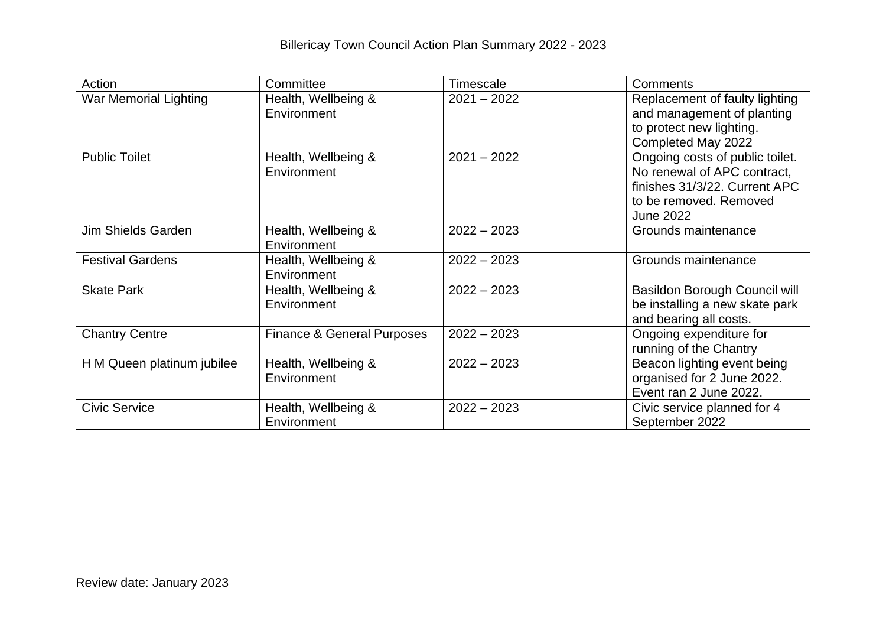# Billericay Town Council Action Plan Summary 2022 - 2023

| Action | Committee | Timescale | Comments |
|---|---|---|---|
| War Memorial Lighting | Health, Wellbeing & Environment | 2021 – 2022 | Replacement of faulty lighting and management of planting to protect new lighting. Completed May 2022 |
| Public Toilet | Health, Wellbeing & Environment | 2021 – 2022 | Ongoing costs of public toilet. No renewal of APC contract, finishes 31/3/22. Current APC to be removed. Removed June 2022 |
| Jim Shields Garden | Health, Wellbeing & Environment | 2022 – 2023 | Grounds maintenance |
| Festival Gardens | Health, Wellbeing & Environment | 2022 – 2023 | Grounds maintenance |
| Skate Park | Health, Wellbeing & Environment | 2022 – 2023 | Basildon Borough Council will be installing a new skate park and bearing all costs. |
| Chantry Centre | Finance & General Purposes | 2022 – 2023 | Ongoing expenditure for running of the Chantry |
| H M Queen platinum jubilee | Health, Wellbeing & Environment | 2022 – 2023 | Beacon lighting event being organised for 2 June 2022. Event ran 2 June 2022. |
| Civic Service | Health, Wellbeing & Environment | 2022 – 2023 | Civic service planned for 4 September 2022 |

Review date: January 2023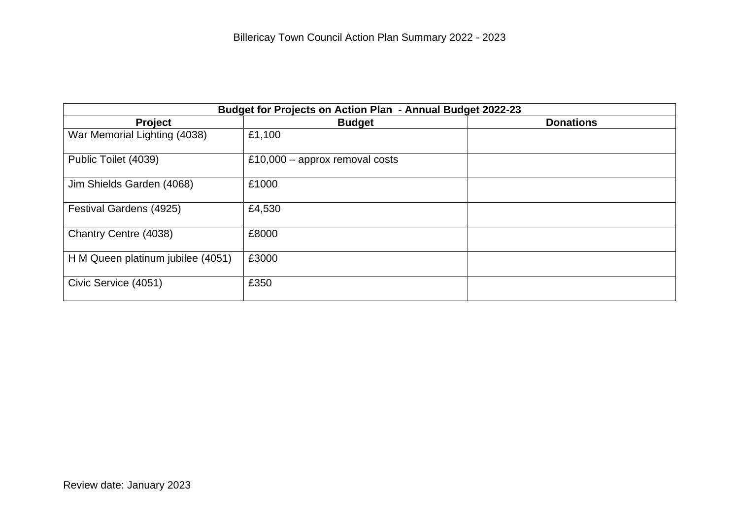# Billericay Town Council Action Plan Summary 2022 - 2023

| Budget for Projects on Action Plan - Annual Budget 2022-23 | | |
|---|---|---|
| **Project** | **Budget** | **Donations** |
| War Memorial Lighting (4038) | £1,100 | |
| Public Toilet (4039) | £10,000 – approx removal costs | |
| Jim Shields Garden (4068) | £1000 | |
| Festival Gardens (4925) | £4,530 | |
| Chantry Centre (4038) | £8000 | |
| H M Queen platinum jubilee (4051) | £3000 | |
| Civic Service (4051) | £350 | |

Review date: January 2023